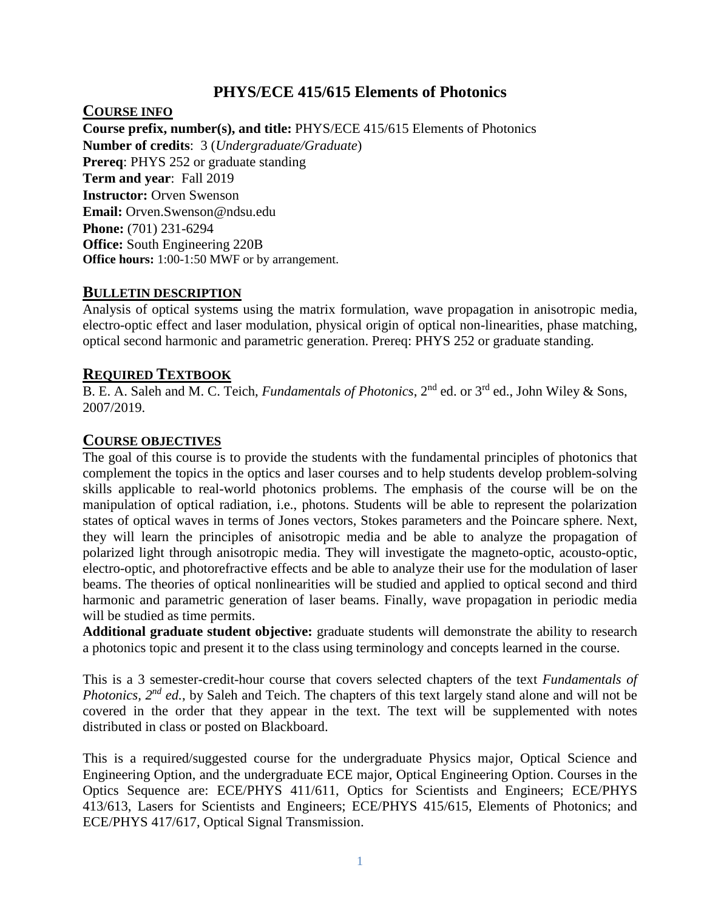# PHYS/ECE 415/615 Elements of Photonics

## COURSE INFO

**Course prefix, number(s), and title:** PHYS/ECE 415/615 Elements of Photonics
**Number of credits**: 3 (*Undergraduate/Graduate*)
**Prereq**: PHYS 252 or graduate standing
**Term and year**: Fall 2019
**Instructor:** Orven Swenson
**Email:** Orven.Swenson@ndsu.edu
**Phone:** (701) 231-6294
**Office:** South Engineering 220B
**Office hours:** 1:00-1:50 MWF or by arrangement.

## BULLETIN DESCRIPTION

Analysis of optical systems using the matrix formulation, wave propagation in anisotropic media, electro-optic effect and laser modulation, physical origin of optical non-linearities, phase matching, optical second harmonic and parametric generation. Prereq: PHYS 252 or graduate standing.

## REQUIRED TEXTBOOK

B. E. A. Saleh and M. C. Teich, *Fundamentals of Photonics*, 2nd ed. or 3rd ed., John Wiley & Sons, 2007/2019.

## COURSE OBJECTIVES

The goal of this course is to provide the students with the fundamental principles of photonics that complement the topics in the optics and laser courses and to help students develop problem-solving skills applicable to real-world photonics problems. The emphasis of the course will be on the manipulation of optical radiation, i.e., photons. Students will be able to represent the polarization states of optical waves in terms of Jones vectors, Stokes parameters and the Poincare sphere. Next, they will learn the principles of anisotropic media and be able to analyze the propagation of polarized light through anisotropic media. They will investigate the magneto-optic, acousto-optic, electro-optic, and photorefractive effects and be able to analyze their use for the modulation of laser beams. The theories of optical nonlinearities will be studied and applied to optical second and third harmonic and parametric generation of laser beams. Finally, wave propagation in periodic media will be studied as time permits.

**Additional graduate student objective:** graduate students will demonstrate the ability to research a photonics topic and present it to the class using terminology and concepts learned in the course.

This is a 3 semester-credit-hour course that covers selected chapters of the text *Fundamentals of Photonics, 2nd ed.*, by Saleh and Teich. The chapters of this text largely stand alone and will not be covered in the order that they appear in the text. The text will be supplemented with notes distributed in class or posted on Blackboard.

This is a required/suggested course for the undergraduate Physics major, Optical Science and Engineering Option, and the undergraduate ECE major, Optical Engineering Option. Courses in the Optics Sequence are: ECE/PHYS 411/611, Optics for Scientists and Engineers; ECE/PHYS 413/613, Lasers for Scientists and Engineers; ECE/PHYS 415/615, Elements of Photonics; and ECE/PHYS 417/617, Optical Signal Transmission.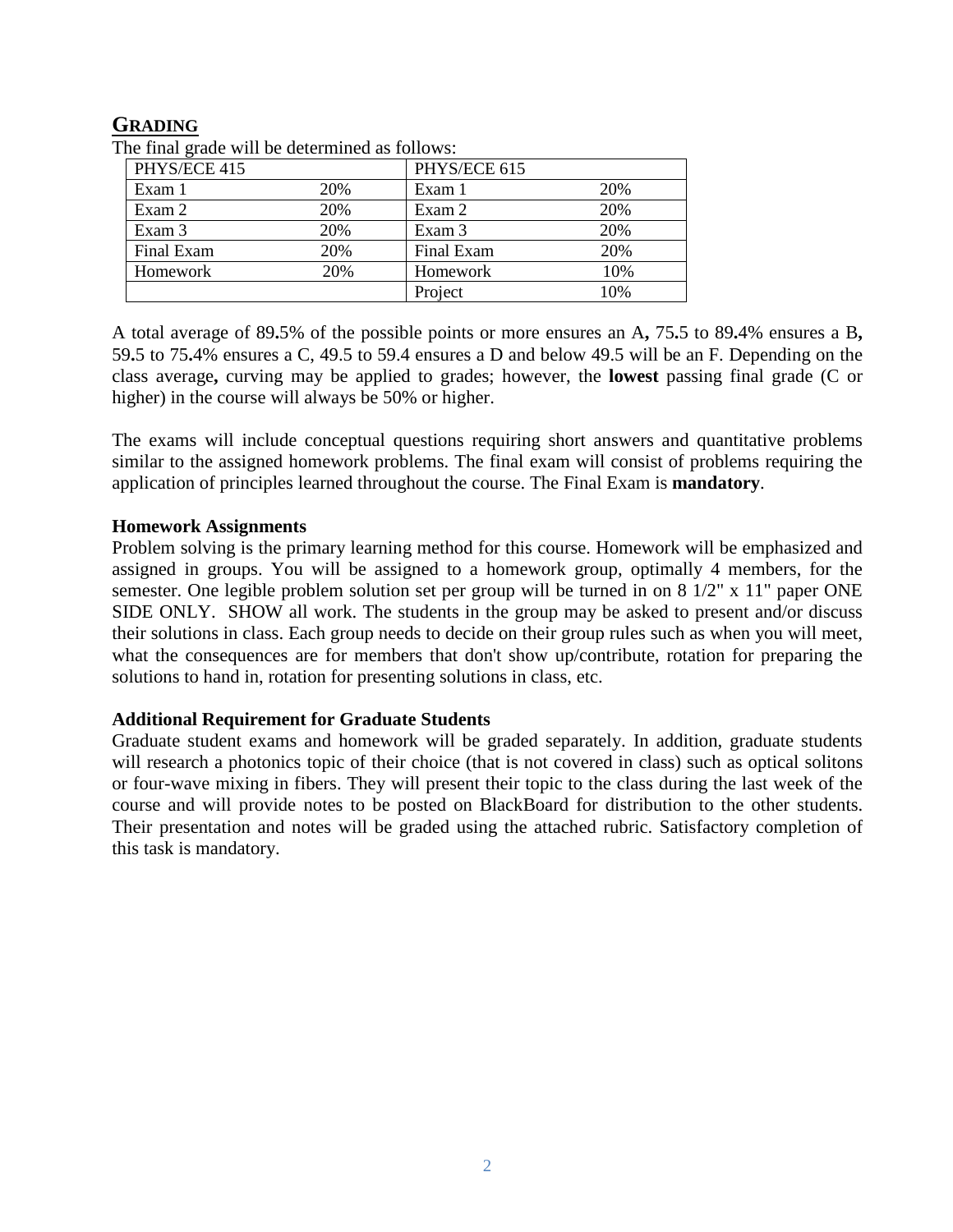## GRADING

The final grade will be determined as follows:

| PHYS/ECE 415 | | PHYS/ECE 615 | |
|---|---|---|---|
| Exam 1 | 20% | Exam 1 | 20% |
| Exam 2 | 20% | Exam 2 | 20% |
| Exam 3 | 20% | Exam 3 | 20% |
| Final Exam | 20% | Final Exam | 20% |
| Homework | 20% | Homework | 10% |
| | | Project | 10% |

A total average of 89**.**5% of the possible points or more ensures an A**,** 75**.**5 to 89**.**4% ensures a B**,** 59**.**5 to 75**.**4% ensures a C, 49.5 to 59.4 ensures a D and below 49.5 will be an F. Depending on the class average**,** curving may be applied to grades; however, the **lowest** passing final grade (C or higher) in the course will always be 50% or higher.

The exams will include conceptual questions requiring short answers and quantitative problems similar to the assigned homework problems. The final exam will consist of problems requiring the application of principles learned throughout the course. The Final Exam is **mandatory**.

**Homework Assignments**

Problem solving is the primary learning method for this course. Homework will be emphasized and assigned in groups. You will be assigned to a homework group, optimally 4 members, for the semester. One legible problem solution set per group will be turned in on 8 1/2" x 11" paper ONE SIDE ONLY. SHOW all work. The students in the group may be asked to present and/or discuss their solutions in class. Each group needs to decide on their group rules such as when you will meet, what the consequences are for members that don't show up/contribute, rotation for preparing the solutions to hand in, rotation for presenting solutions in class, etc.

**Additional Requirement for Graduate Students**

Graduate student exams and homework will be graded separately. In addition, graduate students will research a photonics topic of their choice (that is not covered in class) such as optical solitons or four-wave mixing in fibers. They will present their topic to the class during the last week of the course and will provide notes to be posted on BlackBoard for distribution to the other students. Their presentation and notes will be graded using the attached rubric. Satisfactory completion of this task is mandatory.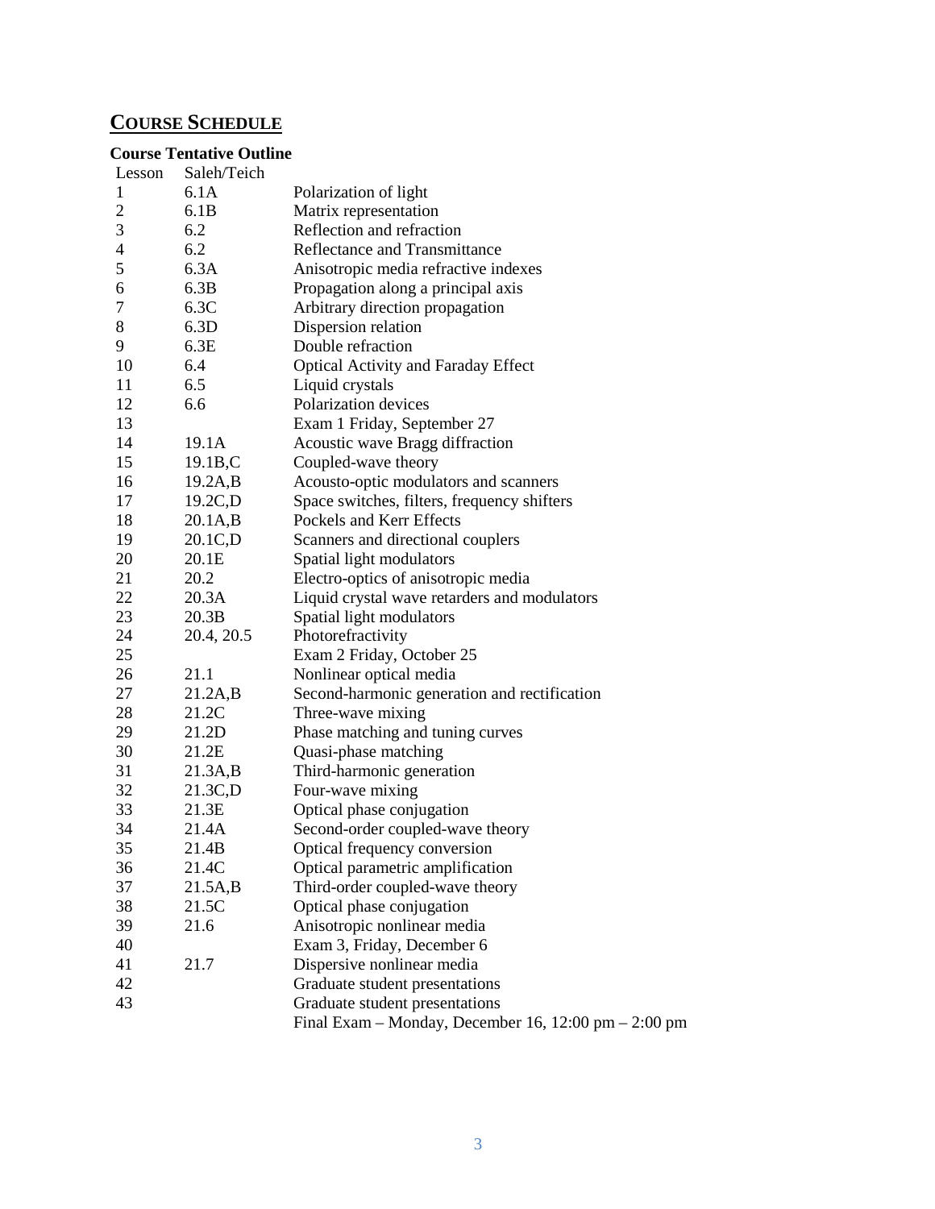## COURSE SCHEDULE

**Course Tentative Outline**

| Lesson | Saleh/Teich | |
|---|---|---|
| 1 | 6.1A | Polarization of light |
| 2 | 6.1B | Matrix representation |
| 3 | 6.2 | Reflection and refraction |
| 4 | 6.2 | Reflectance and Transmittance |
| 5 | 6.3A | Anisotropic media refractive indexes |
| 6 | 6.3B | Propagation along a principal axis |
| 7 | 6.3C | Arbitrary direction propagation |
| 8 | 6.3D | Dispersion relation |
| 9 | 6.3E | Double refraction |
| 10 | 6.4 | Optical Activity and Faraday Effect |
| 11 | 6.5 | Liquid crystals |
| 12 | 6.6 | Polarization devices |
| 13 | | Exam 1 Friday, September 27 |
| 14 | 19.1A | Acoustic wave Bragg diffraction |
| 15 | 19.1B,C | Coupled-wave theory |
| 16 | 19.2A,B | Acousto-optic modulators and scanners |
| 17 | 19.2C,D | Space switches, filters, frequency shifters |
| 18 | 20.1A,B | Pockels and Kerr Effects |
| 19 | 20.1C,D | Scanners and directional couplers |
| 20 | 20.1E | Spatial light modulators |
| 21 | 20.2 | Electro-optics of anisotropic media |
| 22 | 20.3A | Liquid crystal wave retarders and modulators |
| 23 | 20.3B | Spatial light modulators |
| 24 | 20.4, 20.5 | Photorefractivity |
| 25 | | Exam 2 Friday, October 25 |
| 26 | 21.1 | Nonlinear optical media |
| 27 | 21.2A,B | Second-harmonic generation and rectification |
| 28 | 21.2C | Three-wave mixing |
| 29 | 21.2D | Phase matching and tuning curves |
| 30 | 21.2E | Quasi-phase matching |
| 31 | 21.3A,B | Third-harmonic generation |
| 32 | 21.3C,D | Four-wave mixing |
| 33 | 21.3E | Optical phase conjugation |
| 34 | 21.4A | Second-order coupled-wave theory |
| 35 | 21.4B | Optical frequency conversion |
| 36 | 21.4C | Optical parametric amplification |
| 37 | 21.5A,B | Third-order coupled-wave theory |
| 38 | 21.5C | Optical phase conjugation |
| 39 | 21.6 | Anisotropic nonlinear media |
| 40 | | Exam 3, Friday, December 6 |
| 41 | 21.7 | Dispersive nonlinear media |
| 42 | | Graduate student presentations |
| 43 | | Graduate student presentations |
| | | Final Exam – Monday, December 16, 12:00 pm – 2:00 pm |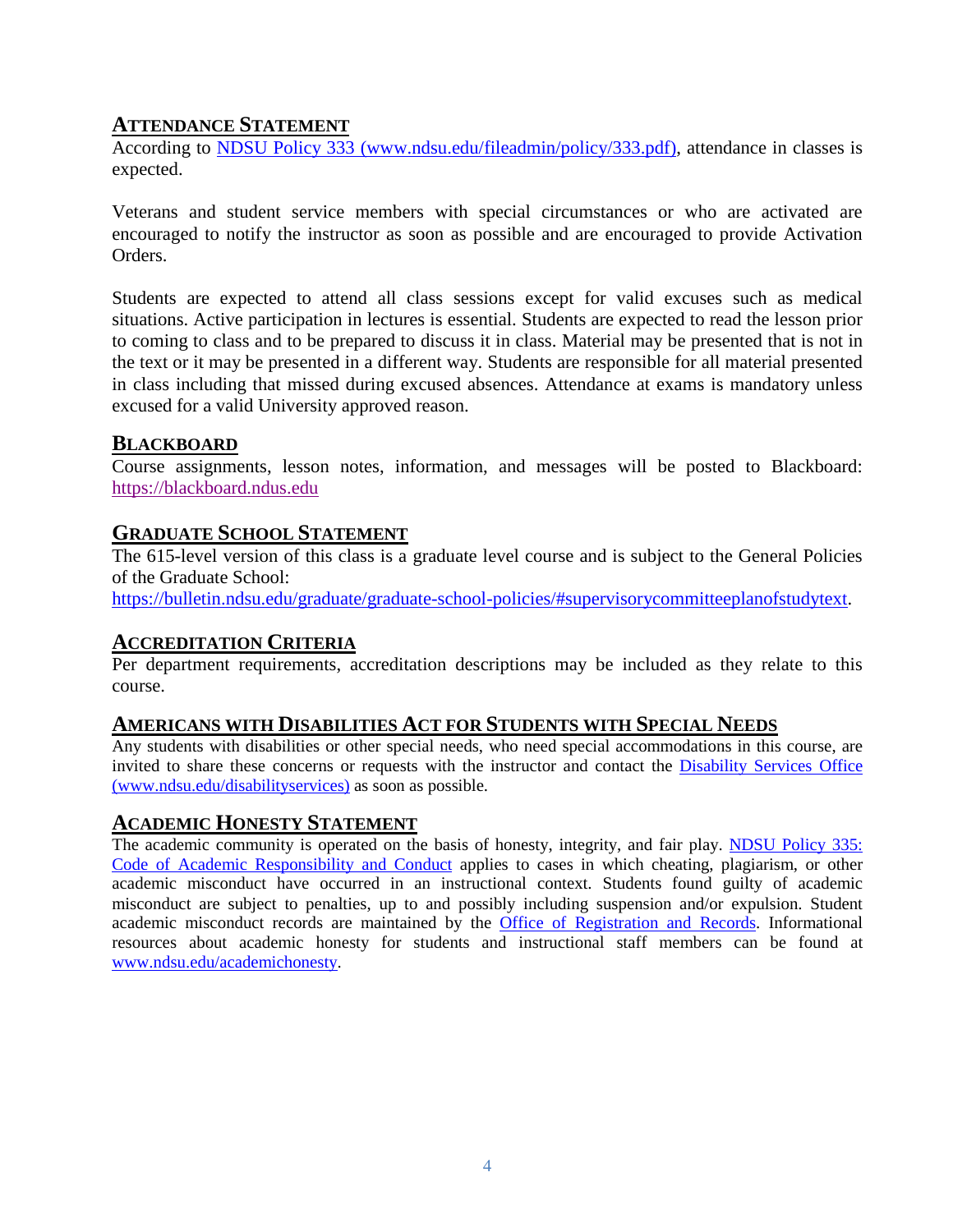## Attendance Statement

According to [NDSU Policy 333 (www.ndsu.edu/fileadmin/policy/333.pdf)](www.ndsu.edu/fileadmin/policy/333.pdf), attendance in classes is expected.

Veterans and student service members with special circumstances or who are activated are encouraged to notify the instructor as soon as possible and are encouraged to provide Activation Orders.

Students are expected to attend all class sessions except for valid excuses such as medical situations. Active participation in lectures is essential. Students are expected to read the lesson prior to coming to class and to be prepared to discuss it in class. Material may be presented that is not in the text or it may be presented in a different way. Students are responsible for all material presented in class including that missed during excused absences. Attendance at exams is mandatory unless excused for a valid University approved reason.

## Blackboard

Course assignments, lesson notes, information, and messages will be posted to Blackboard: https://blackboard.ndus.edu

## Graduate School Statement

The 615-level version of this class is a graduate level course and is subject to the General Policies of the Graduate School:
https://bulletin.ndsu.edu/graduate/graduate-school-policies/#supervisorycommitteeplanofstudytext.

## Accreditation Criteria

Per department requirements, accreditation descriptions may be included as they relate to this course.

## Americans with Disabilities Act for Students with Special Needs

Any students with disabilities or other special needs, who need special accommodations in this course, are invited to share these concerns or requests with the instructor and contact the [Disability Services Office (www.ndsu.edu/disabilityservices)](www.ndsu.edu/disabilityservices) as soon as possible.

## Academic Honesty Statement

The academic community is operated on the basis of honesty, integrity, and fair play. NDSU Policy 335: Code of Academic Responsibility and Conduct applies to cases in which cheating, plagiarism, or other academic misconduct have occurred in an instructional context. Students found guilty of academic misconduct are subject to penalties, up to and possibly including suspension and/or expulsion. Student academic misconduct records are maintained by the Office of Registration and Records. Informational resources about academic honesty for students and instructional staff members can be found at www.ndsu.edu/academichonesty.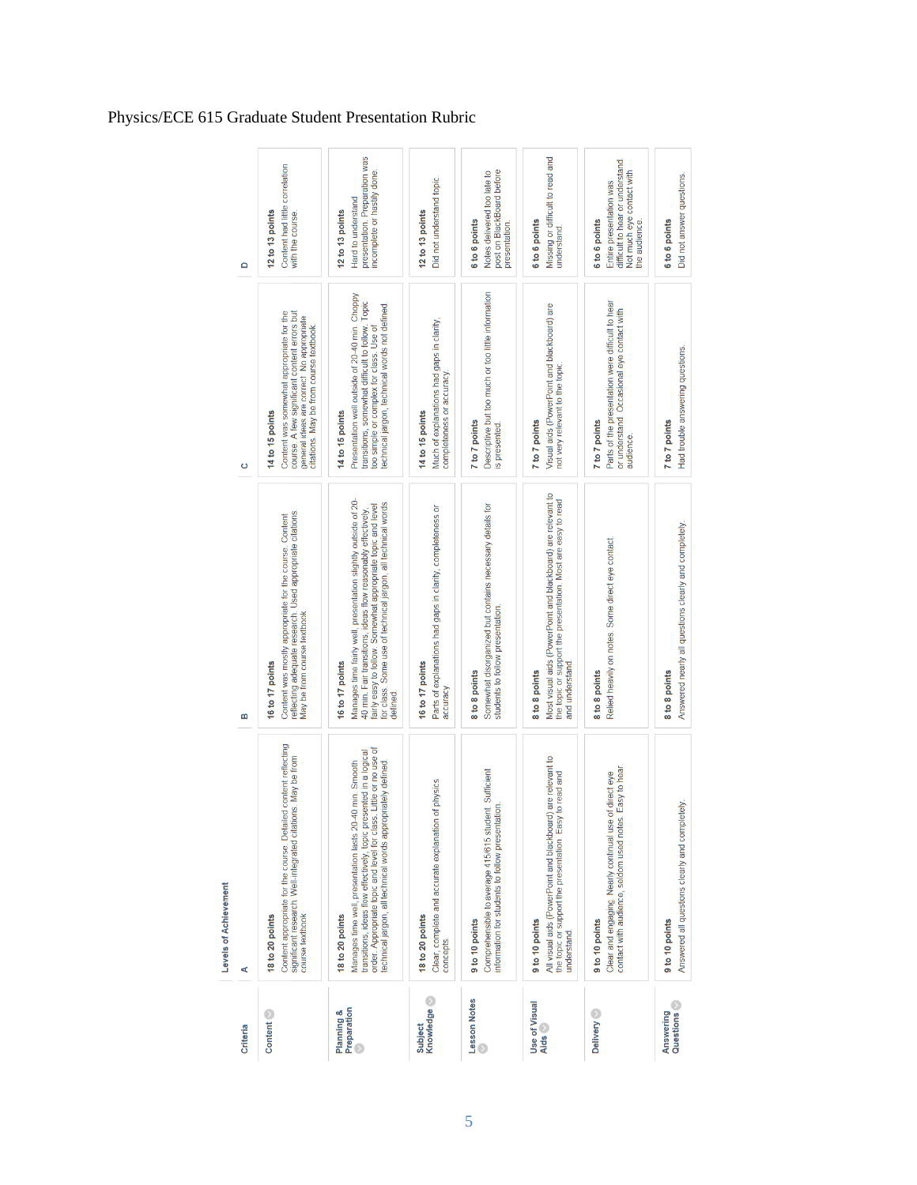# Physics/ECE 615 Graduate Student Presentation Rubric

| Criteria | Levels of Achievement | | | |
|---|---|---|---|---|
| | A | B | C | D |
| Content | 18 to 20 points<br>Content appropriate for the course. Detailed content reflecting significant research. Well-integrated citations. May be from course textbook | 16 to 17 points<br>Content was mostly appropriate for the course. Content reflecting adequate research. Used appropriate citations. May be from course textbook | 14 to 15 points<br>Content was somewhat appropriate for the course. A few significant content errors but general ideas are correct. No appropriate citations. May be from course textbook. | 12 to 13 points<br>Content had little correlation with the course. |
| Planning & Preparation | 18 to 20 points<br>Manages time well, presentation lasts 20-40 min. Smooth transitions, ideas flow effectively, topic presented in a logical order. Appropriate topic and level for class. Little or no use of technical jargon, all technical words appropriately defined | 16 to 17 points<br>Manages time fairly well, presentation slightly outside of 20-40 min. Fair transitions, ideas flow reasonably effectively, fairly easy to follow. Somewhat appropriate topic and level for class. Some use of technical jargon, all technical words defined | 14 to 15 points<br>Presentation well outside of 20-40 min. Choppy transitions, somewhat difficult to follow. Topic too simple or complex for class. Use of technical jargon, technical words not defined | 12 to 13 points<br>Hard to understand presentation. Preparation was incomplete or hastily done. |
| Subject Knowledge | 18 to 20 points<br>Clear, complete and accurate explanation of physics concepts. | 16 to 17 points<br>Parts of explanations had gaps in clarity, completeness or accuracy | 14 to 15 points<br>Much of explanations had gaps in clarity, completeness or accuracy. | 12 to 13 points<br>Did not understand topic. |
| Lesson Notes | 9 to 10 points<br>Comprehensible to average 415/615 student. Sufficient information for students to follow presentation. | 8 to 8 points<br>Somewhat disorganized but contains necessary details for students to follow presentation. | 7 to 7 points<br>Descriptive but too much or too little information is presented. | 6 to 6 points<br>Notes delivered too late to post on BlackBoard before presentation. |
| Use of Visual Aids | 9 to 10 points<br>All visual aids (PowerPoint and blackboard) are relevant to the topic or support the presentation. Easy to read and understand | 8 to 8 points<br>Most visual aids (PowerPoint and blackboard) are relevant to the topic or support the presentation. Most are easy to read and understand | 7 to 7 points<br>Visual aids (PowerPoint and blackboard) are not very relevant to the topic. | 6 to 6 points<br>Missing or difficult to read and understand. |
| Delivery | 9 to 10 points<br>Clear and engaging. Nearly continual use of direct eye contact with audience, seldom used notes. Easy to hear. | 8 to 8 points<br>Relied heavily on notes. Some direct eye contact. | 7 to 7 points<br>Parts of the presentation were difficult to hear or understand. Occasional eye contact with audience. | 6 to 6 points<br>Entire presentation was difficult to hear or understand. Not much eye contact with the audience. |
| Answering Questions | 9 to 10 points<br>Answered all questions clearly and completely. | 8 to 8 points<br>Answered nearly all questions clearly and completely. | 7 to 7 points<br>Had trouble answering questions. | 6 to 6 points<br>Did not answer questions. |